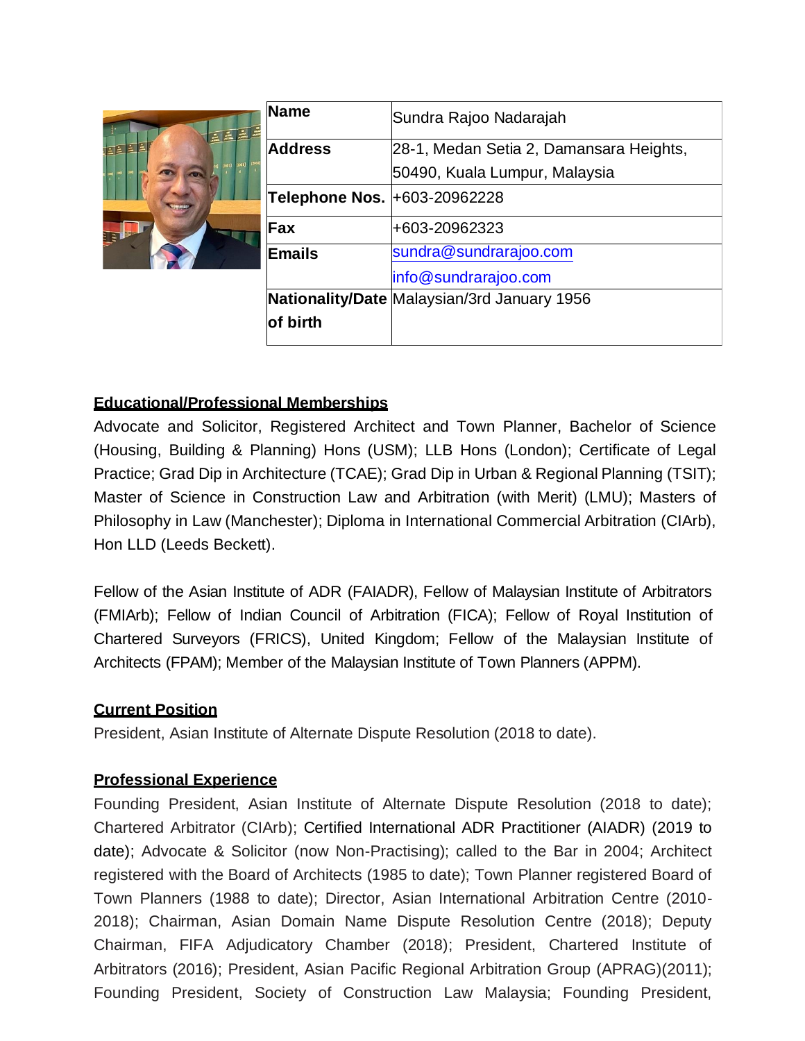| Name | Sundra Rajoo Nadarajah |
| --- | --- |
| Address | 28-1, Medan Setia 2, Damansara Heights, 50490, Kuala Lumpur, Malaysia |
| Telephone Nos. | +603-20962228 |
| Fax | +603-20962323 |
| Emails | sundra@sundrarajoo.com info@sundrarajoo.com |
| Nationality/Date of birth | Malaysian/3rd January 1956 |

## Educational/Professional Memberships

Advocate and Solicitor, Registered Architect and Town Planner, Bachelor of Science (Housing, Building & Planning) Hons (USM); LLB Hons (London); Certificate of Legal Practice; Grad Dip in Architecture (TCAE); Grad Dip in Urban & Regional Planning (TSIT); Master of Science in Construction Law and Arbitration (with Merit) (LMU); Masters of Philosophy in Law (Manchester); Diploma in International Commercial Arbitration (CIArb), Hon LLD (Leeds Beckett).

Fellow of the Asian Institute of ADR (FAIADR), Fellow of Malaysian Institute of Arbitrators (FMIArb); Fellow of Indian Council of Arbitration (FICA); Fellow of Royal Institution of Chartered Surveyors (FRICS), United Kingdom; Fellow of the Malaysian Institute of Architects (FPAM); Member of the Malaysian Institute of Town Planners (APPM).

## Current Position

President, Asian Institute of Alternate Dispute Resolution (2018 to date).

## Professional Experience

Founding President, Asian Institute of Alternate Dispute Resolution (2018 to date); Chartered Arbitrator (CIArb); Certified International ADR Practitioner (AIADR) (2019 to date); Advocate & Solicitor (now Non-Practising); called to the Bar in 2004; Architect registered with the Board of Architects (1985 to date); Town Planner registered Board of Town Planners (1988 to date); Director, Asian International Arbitration Centre (2010-2018); Chairman, Asian Domain Name Dispute Resolution Centre (2018); Deputy Chairman, FIFA Adjudicatory Chamber (2018); President, Chartered Institute of Arbitrators (2016); President, Asian Pacific Regional Arbitration Group (APRAG)(2011); Founding President, Society of Construction Law Malaysia; Founding President,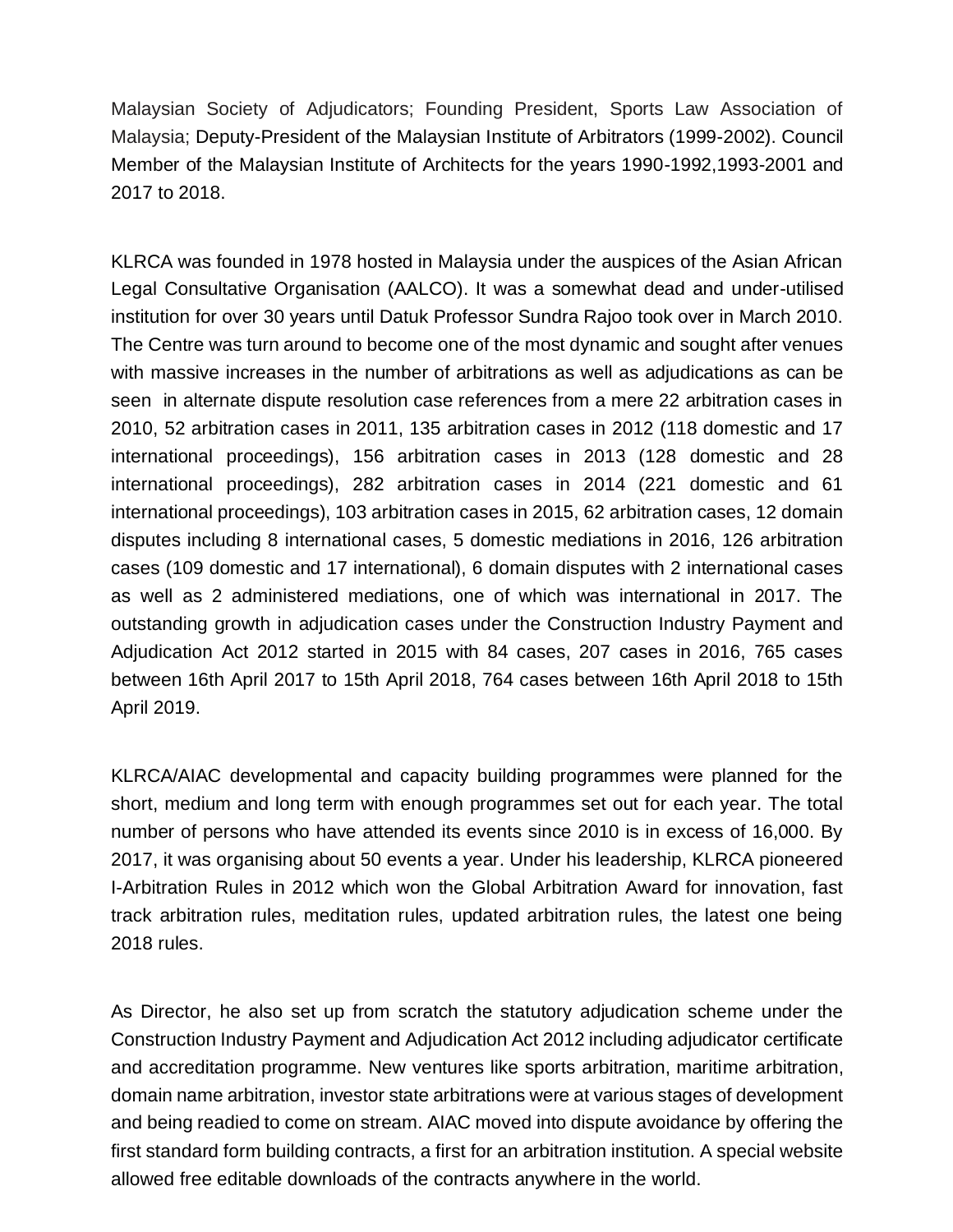Malaysian Society of Adjudicators; Founding President, Sports Law Association of Malaysia; Deputy-President of the Malaysian Institute of Arbitrators (1999-2002). Council Member of the Malaysian Institute of Architects for the years 1990-1992,1993-2001 and 2017 to 2018.

KLRCA was founded in 1978 hosted in Malaysia under the auspices of the Asian African Legal Consultative Organisation (AALCO). It was a somewhat dead and under-utilised institution for over 30 years until Datuk Professor Sundra Rajoo took over in March 2010. The Centre was turn around to become one of the most dynamic and sought after venues with massive increases in the number of arbitrations as well as adjudications as can be seen in alternate dispute resolution case references from a mere 22 arbitration cases in 2010, 52 arbitration cases in 2011, 135 arbitration cases in 2012 (118 domestic and 17 international proceedings), 156 arbitration cases in 2013 (128 domestic and 28 international proceedings), 282 arbitration cases in 2014 (221 domestic and 61 international proceedings), 103 arbitration cases in 2015, 62 arbitration cases, 12 domain disputes including 8 international cases, 5 domestic mediations in 2016, 126 arbitration cases (109 domestic and 17 international), 6 domain disputes with 2 international cases as well as 2 administered mediations, one of which was international in 2017. The outstanding growth in adjudication cases under the Construction Industry Payment and Adjudication Act 2012 started in 2015 with 84 cases, 207 cases in 2016, 765 cases between 16th April 2017 to 15th April 2018, 764 cases between 16th April 2018 to 15th April 2019.

KLRCA/AIAC developmental and capacity building programmes were planned for the short, medium and long term with enough programmes set out for each year. The total number of persons who have attended its events since 2010 is in excess of 16,000. By 2017, it was organising about 50 events a year. Under his leadership, KLRCA pioneered I-Arbitration Rules in 2012 which won the Global Arbitration Award for innovation, fast track arbitration rules, meditation rules, updated arbitration rules, the latest one being 2018 rules.

As Director, he also set up from scratch the statutory adjudication scheme under the Construction Industry Payment and Adjudication Act 2012 including adjudicator certificate and accreditation programme. New ventures like sports arbitration, maritime arbitration, domain name arbitration, investor state arbitrations were at various stages of development and being readied to come on stream. AIAC moved into dispute avoidance by offering the first standard form building contracts, a first for an arbitration institution. A special website allowed free editable downloads of the contracts anywhere in the world.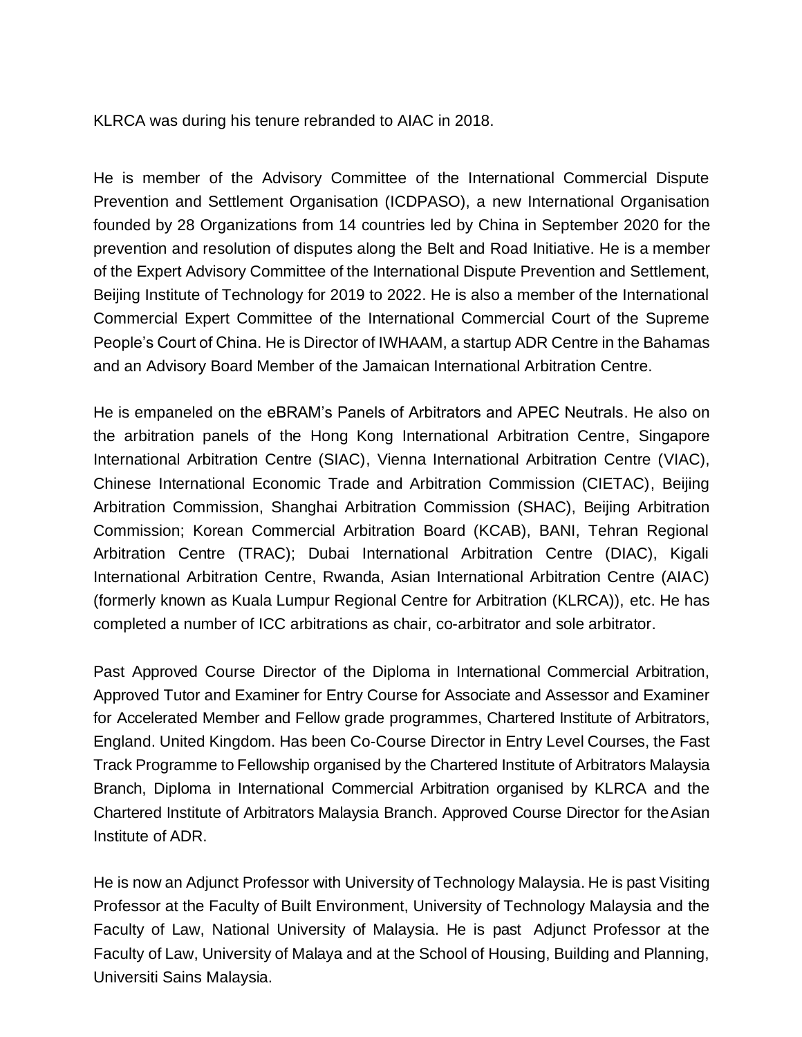KLRCA was during his tenure rebranded to AIAC in 2018.

He is member of the Advisory Committee of the International Commercial Dispute Prevention and Settlement Organisation (ICDPASO), a new International Organisation founded by 28 Organizations from 14 countries led by China in September 2020 for the prevention and resolution of disputes along the Belt and Road Initiative. He is a member of the Expert Advisory Committee of the International Dispute Prevention and Settlement, Beijing Institute of Technology for 2019 to 2022. He is also a member of the International Commercial Expert Committee of the International Commercial Court of the Supreme People's Court of China. He is Director of IWHAAM, a startup ADR Centre in the Bahamas and an Advisory Board Member of the Jamaican International Arbitration Centre.

He is empaneled on the eBRAM's Panels of Arbitrators and APEC Neutrals. He also on the arbitration panels of the Hong Kong International Arbitration Centre, Singapore International Arbitration Centre (SIAC), Vienna International Arbitration Centre (VIAC), Chinese International Economic Trade and Arbitration Commission (CIETAC), Beijing Arbitration Commission, Shanghai Arbitration Commission (SHAC), Beijing Arbitration Commission; Korean Commercial Arbitration Board (KCAB), BANI, Tehran Regional Arbitration Centre (TRAC); Dubai International Arbitration Centre (DIAC), Kigali International Arbitration Centre, Rwanda, Asian International Arbitration Centre (AIAC) (formerly known as Kuala Lumpur Regional Centre for Arbitration (KLRCA)), etc. He has completed a number of ICC arbitrations as chair, co-arbitrator and sole arbitrator.

Past Approved Course Director of the Diploma in International Commercial Arbitration, Approved Tutor and Examiner for Entry Course for Associate and Assessor and Examiner for Accelerated Member and Fellow grade programmes, Chartered Institute of Arbitrators, England. United Kingdom. Has been Co-Course Director in Entry Level Courses, the Fast Track Programme to Fellowship organised by the Chartered Institute of Arbitrators Malaysia Branch, Diploma in International Commercial Arbitration organised by KLRCA and the Chartered Institute of Arbitrators Malaysia Branch. Approved Course Director for the Asian Institute of ADR.

He is now an Adjunct Professor with University of Technology Malaysia. He is past Visiting Professor at the Faculty of Built Environment, University of Technology Malaysia and the Faculty of Law, National University of Malaysia. He is past Adjunct Professor at the Faculty of Law, University of Malaya and at the School of Housing, Building and Planning, Universiti Sains Malaysia.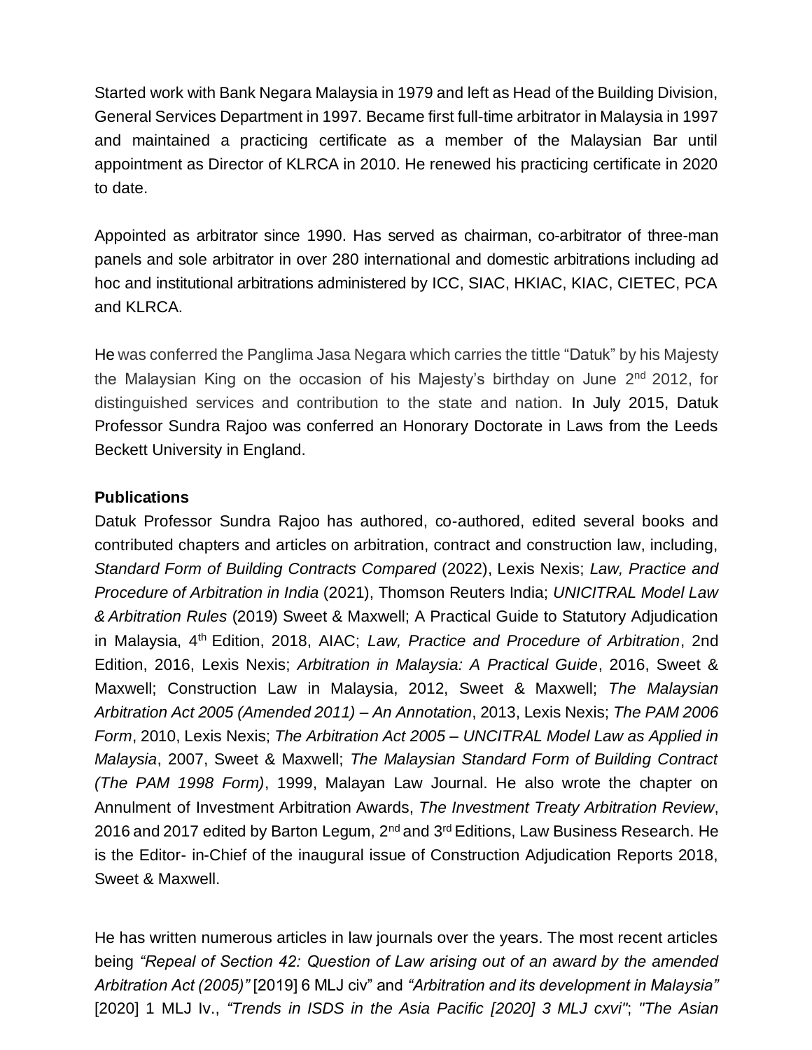Started work with Bank Negara Malaysia in 1979 and left as Head of the Building Division, General Services Department in 1997. Became first full-time arbitrator in Malaysia in 1997 and maintained a practicing certificate as a member of the Malaysian Bar until appointment as Director of KLRCA in 2010. He renewed his practicing certificate in 2020 to date.

Appointed as arbitrator since 1990. Has served as chairman, co-arbitrator of three-man panels and sole arbitrator in over 280 international and domestic arbitrations including ad hoc and institutional arbitrations administered by ICC, SIAC, HKIAC, KIAC, CIETEC, PCA and KLRCA.

He was conferred the Panglima Jasa Negara which carries the tittle "Datuk" by his Majesty the Malaysian King on the occasion of his Majesty's birthday on June 2nd 2012, for distinguished services and contribution to the state and nation. In July 2015, Datuk Professor Sundra Rajoo was conferred an Honorary Doctorate in Laws from the Leeds Beckett University in England.

**Publications**

Datuk Professor Sundra Rajoo has authored, co-authored, edited several books and contributed chapters and articles on arbitration, contract and construction law, including, *Standard Form of Building Contracts Compared* (2022), Lexis Nexis; *Law, Practice and Procedure of Arbitration in India* (2021), Thomson Reuters India; *UNICITRAL Model Law & Arbitration Rules* (2019) Sweet & Maxwell; A Practical Guide to Statutory Adjudication in Malaysia, 4th Edition, 2018, AIAC; *Law, Practice and Procedure of Arbitration*, 2nd Edition, 2016, Lexis Nexis; *Arbitration in Malaysia: A Practical Guide*, 2016, Sweet & Maxwell; Construction Law in Malaysia, 2012, Sweet & Maxwell; *The Malaysian Arbitration Act 2005 (Amended 2011) – An Annotation*, 2013, Lexis Nexis; *The PAM 2006 Form*, 2010, Lexis Nexis; *The Arbitration Act 2005 – UNCITRAL Model Law as Applied in Malaysia*, 2007, Sweet & Maxwell; *The Malaysian Standard Form of Building Contract (The PAM 1998 Form)*, 1999, Malayan Law Journal. He also wrote the chapter on Annulment of Investment Arbitration Awards, *The Investment Treaty Arbitration Review*, 2016 and 2017 edited by Barton Legum, 2nd and 3rd Editions, Law Business Research. He is the Editor- in-Chief of the inaugural issue of Construction Adjudication Reports 2018, Sweet & Maxwell.

He has written numerous articles in law journals over the years. The most recent articles being *"Repeal of Section 42: Question of Law arising out of an award by the amended Arbitration Act (2005)"* [2019] 6 MLJ civ" and *"Arbitration and its development in Malaysia"* [2020] 1 MLJ Iv., *"Trends in ISDS in the Asia Pacific [2020] 3 MLJ cxvi"*; *"The Asian*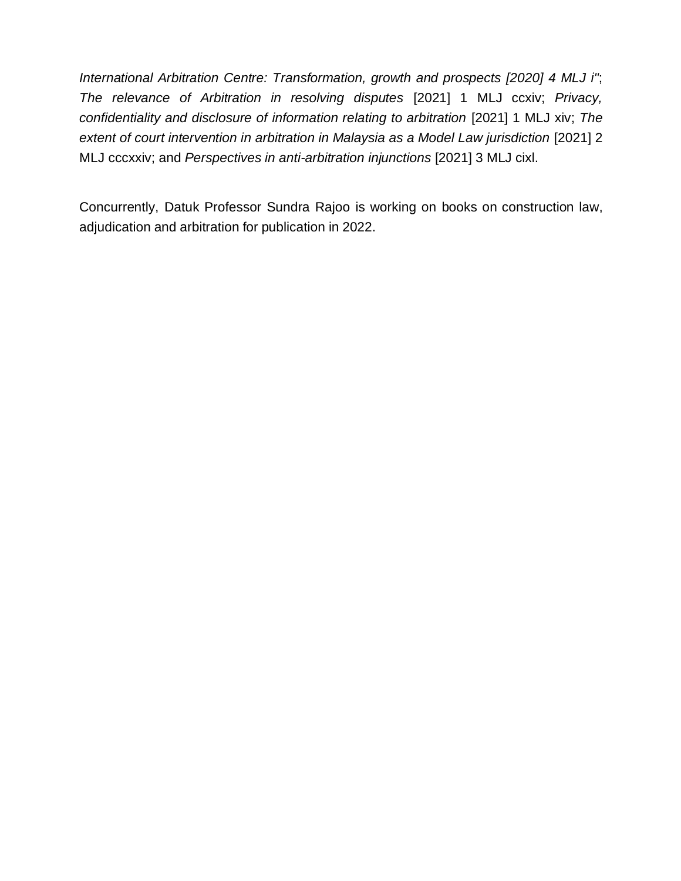*International Arbitration Centre: Transformation, growth and prospects [2020] 4 MLJ i"*; *The relevance of Arbitration in resolving disputes* [2021] 1 MLJ ccxiv; *Privacy, confidentiality and disclosure of information relating to arbitration* [2021] 1 MLJ xiv; *The extent of court intervention in arbitration in Malaysia as a Model Law jurisdiction* [2021] 2 MLJ cccxxiv; and *Perspectives in anti-arbitration injunctions* [2021] 3 MLJ cixl.

Concurrently, Datuk Professor Sundra Rajoo is working on books on construction law, adjudication and arbitration for publication in 2022.